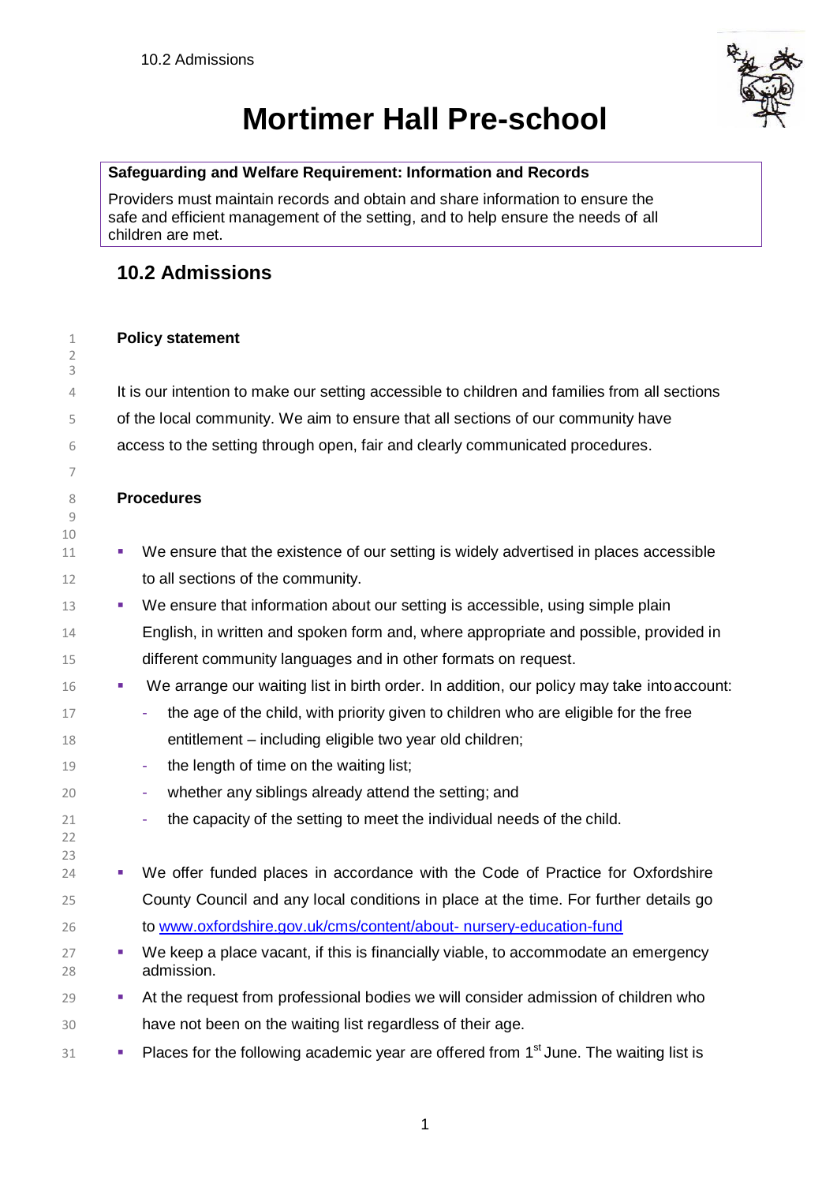# Mortimer Hall Pre-school

**Safeguarding and Welfare Requirement: Information and Records**

Providers must maintain records and obtain and share information to ensure the safe and efficient management of the setting, and to help ensure the needs of all children are met.

## 10.2 Admissions

**Policy statement**

It is our intention to make our setting accessible to children and families from all sections of the local community. We aim to ensure that all sections of our community have access to the setting through open, fair and clearly communicated procedures.

**Procedures**

- We ensure that the existence of our setting is widely advertised in places accessible to all sections of the community.
- We ensure that information about our setting is accessible, using simple plain English, in written and spoken form and, where appropriate and possible, provided in different community languages and in other formats on request.
- We arrange our waiting list in birth order. In addition, our policy may take into account:
  - the age of the child, with priority given to children who are eligible for the free entitlement – including eligible two year old children;
  - the length of time on the waiting list;
  - whether any siblings already attend the setting; and
  - the capacity of the setting to meet the individual needs of the child.
- We offer funded places in accordance with the Code of Practice for Oxfordshire County Council and any local conditions in place at the time. For further details go to [www.oxfordshire.gov.uk/cms/content/about- nursery-education-fund](www.oxfordshire.gov.uk/cms/content/about-nursery-education-fund)
- We keep a place vacant, if this is financially viable, to accommodate an emergency admission.
- At the request from professional bodies we will consider admission of children who have not been on the waiting list regardless of their age.
- Places for the following academic year are offered from 1st June. The waiting list is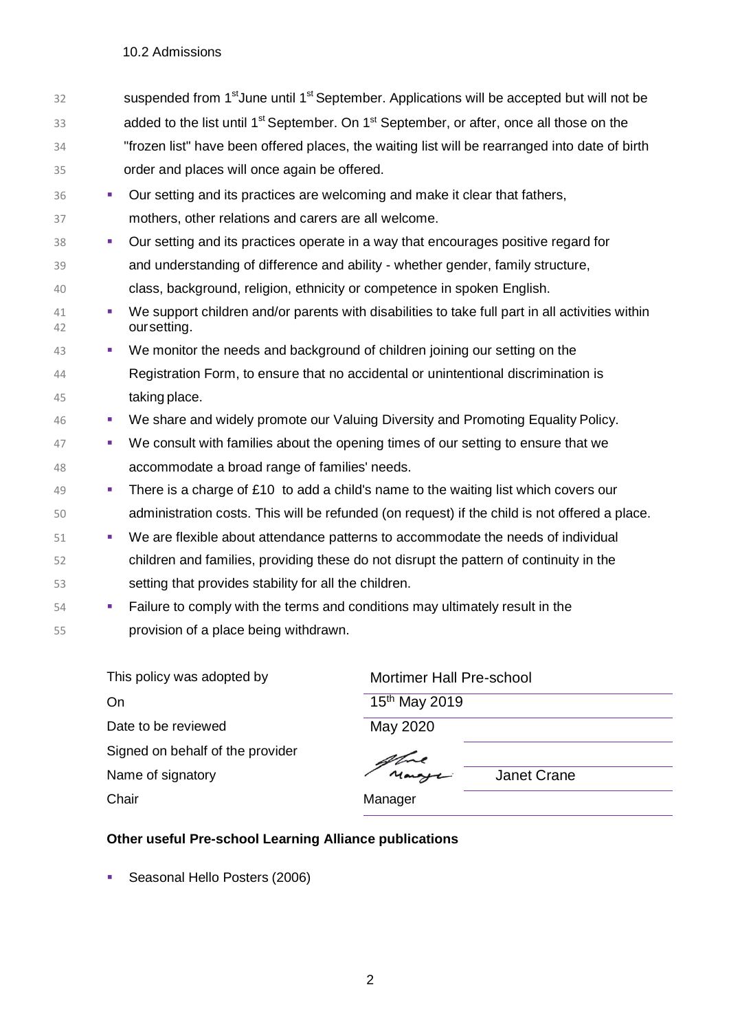suspended from 1st June until 1st September. Applications will be accepted but will not be added to the list until 1st September. On 1st September, or after, once all those on the "frozen list" have been offered places, the waiting list will be rearranged into date of birth order and places will once again be offered.

- Our setting and its practices are welcoming and make it clear that fathers, mothers, other relations and carers are all welcome.
- Our setting and its practices operate in a way that encourages positive regard for and understanding of difference and ability - whether gender, family structure, class, background, religion, ethnicity or competence in spoken English.
- We support children and/or parents with disabilities to take full part in all activities within our setting.
- We monitor the needs and background of children joining our setting on the Registration Form, to ensure that no accidental or unintentional discrimination is taking place.
- We share and widely promote our Valuing Diversity and Promoting Equality Policy.
- We consult with families about the opening times of our setting to ensure that we accommodate a broad range of families' needs.
- There is a charge of £10 to add a child's name to the waiting list which covers our administration costs. This will be refunded (on request) if the child is not offered a place.
- We are flexible about attendance patterns to accommodate the needs of individual children and families, providing these do not disrupt the pattern of continuity in the setting that provides stability for all the children.
- Failure to comply with the terms and conditions may ultimately result in the provision of a place being withdrawn.

| | |
|---|---|
| This policy was adopted by | Mortimer Hall Pre-school |
| On | 15th May 2019 |
| Date to be reviewed | May 2020 |
| Signed on behalf of the provider | |
| Name of signatory | Janet Crane |
| Chair | Manager |

**Other useful Pre-school Learning Alliance publications**

- Seasonal Hello Posters (2006)